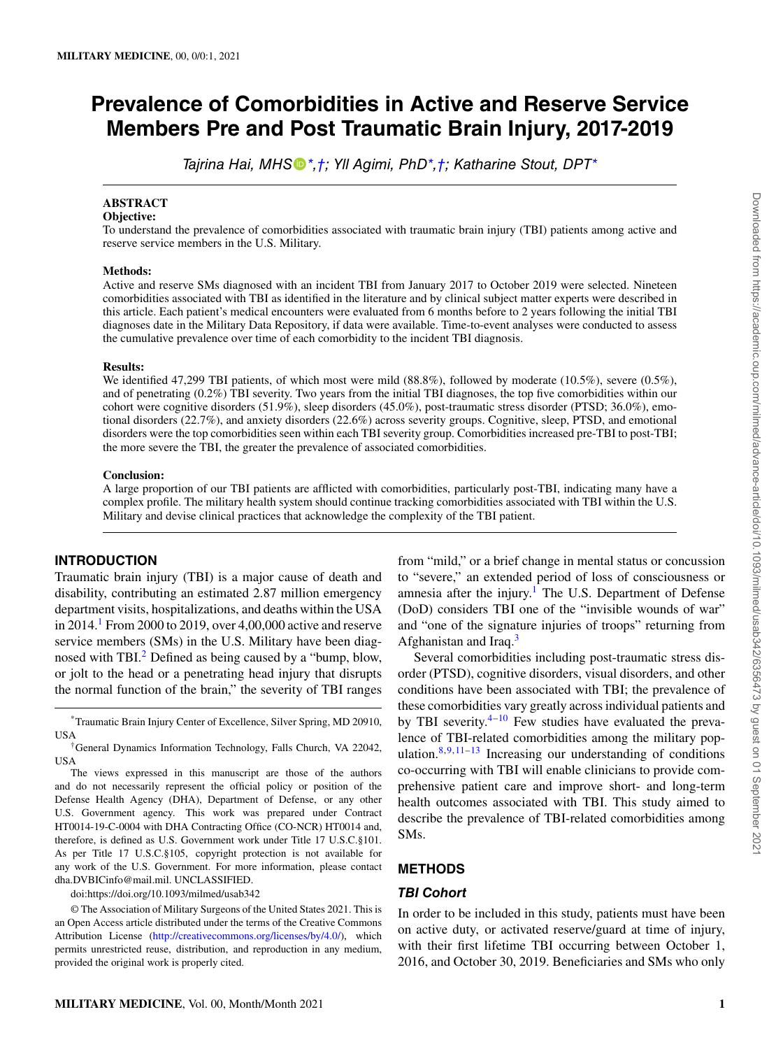# Prevalence of Comorbidities in Active and Reserve Service Members Pre and Post Traumatic Brain Injury, 2017-2019

*Tajrina Hai, MHS*[*,†]; *Yll Agimi, PhD*[*,†]; *Katharine Stout, DPT*[*]

## ABSTRACT

**Objective:**

To understand the prevalence of comorbidities associated with traumatic brain injury (TBI) patients among active and reserve service members in the U.S. Military.

**Methods:**

Active and reserve SMs diagnosed with an incident TBI from January 2017 to October 2019 were selected. Nineteen comorbidities associated with TBI as identified in the literature and by clinical subject matter experts were described in this article. Each patient's medical encounters were evaluated from 6 months before to 2 years following the initial TBI diagnoses date in the Military Data Repository, if data were available. Time-to-event analyses were conducted to assess the cumulative prevalence over time of each comorbidity to the incident TBI diagnosis.

**Results:**

We identified 47,299 TBI patients, of which most were mild (88.8%), followed by moderate (10.5%), severe (0.5%), and of penetrating (0.2%) TBI severity. Two years from the initial TBI diagnoses, the top five comorbidities within our cohort were cognitive disorders (51.9%), sleep disorders (45.0%), post-traumatic stress disorder (PTSD; 36.0%), emotional disorders (22.7%), and anxiety disorders (22.6%) across severity groups. Cognitive, sleep, PTSD, and emotional disorders were the top comorbidities seen within each TBI severity group. Comorbidities increased pre-TBI to post-TBI; the more severe the TBI, the greater the prevalence of associated comorbidities.

**Conclusion:**

A large proportion of our TBI patients are afflicted with comorbidities, particularly post-TBI, indicating many have a complex profile. The military health system should continue tracking comorbidities associated with TBI within the U.S. Military and devise clinical practices that acknowledge the complexity of the TBI patient.

## INTRODUCTION

Traumatic brain injury (TBI) is a major cause of death and disability, contributing an estimated 2.87 million emergency department visits, hospitalizations, and deaths within the USA in 2014.[1] From 2000 to 2019, over 4,00,000 active and reserve service members (SMs) in the U.S. Military have been diagnosed with TBI.[2] Defined as being caused by a "bump, blow, or jolt to the head or a penetrating head injury that disrupts the normal function of the brain," the severity of TBI ranges from "mild," or a brief change in mental status or concussion to "severe," an extended period of loss of consciousness or amnesia after the injury.[1] The U.S. Department of Defense (DoD) considers TBI one of the "invisible wounds of war" and "one of the signature injuries of troops" returning from Afghanistan and Iraq.[3]

Several comorbidities including post-traumatic stress disorder (PTSD), cognitive disorders, visual disorders, and other conditions have been associated with TBI; the prevalence of these comorbidities vary greatly across individual patients and by TBI severity.[4–10] Few studies have evaluated the prevalence of TBI-related comorbidities among the military population.[8,9,11–13] Increasing our understanding of conditions co-occurring with TBI will enable clinicians to provide comprehensive patient care and improve short- and long-term health outcomes associated with TBI. This study aimed to describe the prevalence of TBI-related comorbidities among SMs.

## METHODS

### *TBI Cohort*

In order to be included in this study, patients must have been on active duty, or activated reserve/guard at time of injury, with their first lifetime TBI occurring between October 1, 2016, and October 30, 2019. Beneficiaries and SMs who only

---

[*]Traumatic Brain Injury Center of Excellence, Silver Spring, MD 20910, USA

[†]General Dynamics Information Technology, Falls Church, VA 22042, USA

The views expressed in this manuscript are those of the authors and do not necessarily represent the official policy or position of the Defense Health Agency (DHA), Department of Defense, or any other U.S. Government agency. This work was prepared under Contract HT0014-19-C-0004 with DHA Contracting Office (CO-NCR) HT0014 and, therefore, is defined as U.S. Government work under Title 17 U.S.C.§101. As per Title 17 U.S.C.§105, copyright protection is not available for any work of the U.S. Government. For more information, please contact dha.DVBICinfo@mail.mil. UNCLASSIFIED.

doi:https://doi.org/10.1093/milmed/usab342

© The Association of Military Surgeons of the United States 2021. This is an Open Access article distributed under the terms of the Creative Commons Attribution License (http://creativecommons.org/licenses/by/4.0/), which permits unrestricted reuse, distribution, and reproduction in any medium, provided the original work is properly cited.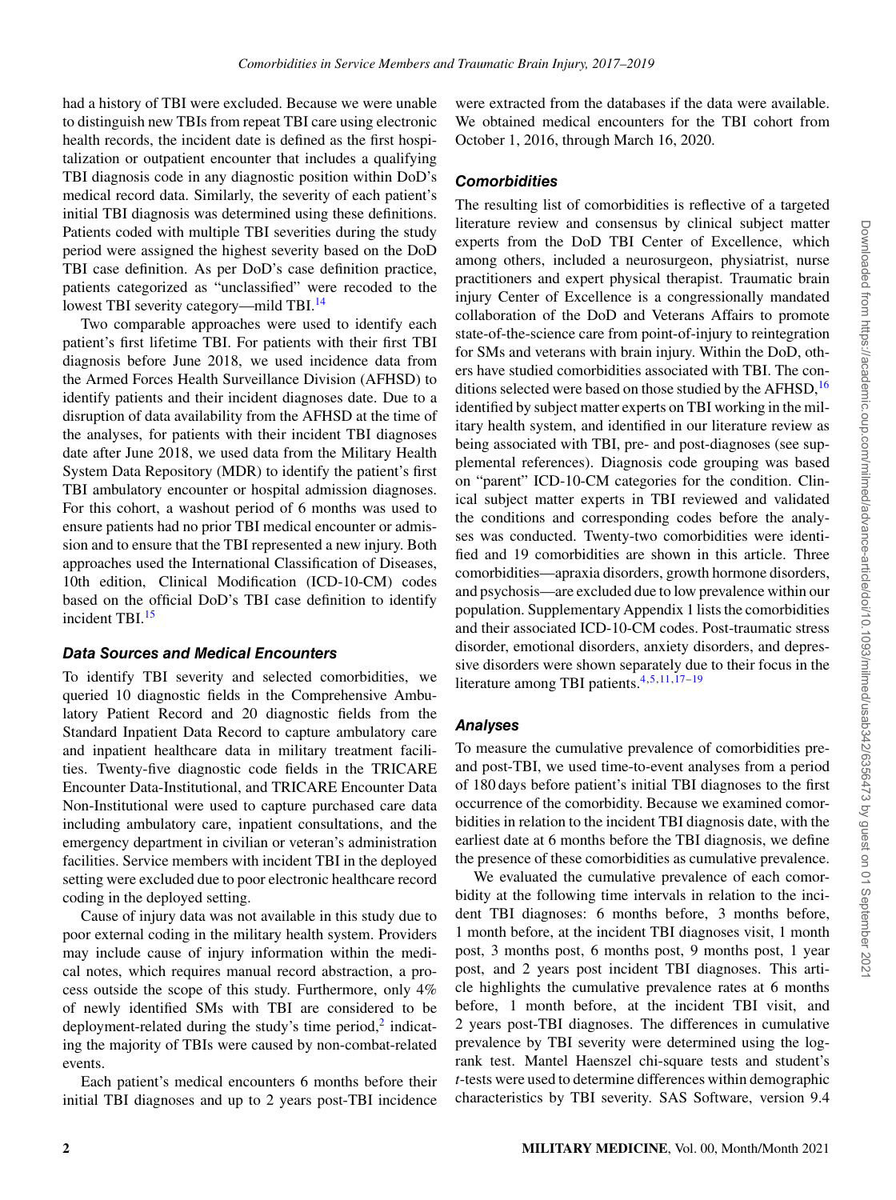had a history of TBI were excluded. Because we were unable to distinguish new TBIs from repeat TBI care using electronic health records, the incident date is defined as the first hospitalization or outpatient encounter that includes a qualifying TBI diagnosis code in any diagnostic position within DoD's medical record data. Similarly, the severity of each patient's initial TBI diagnosis was determined using these definitions. Patients coded with multiple TBI severities during the study period were assigned the highest severity based on the DoD TBI case definition. As per DoD's case definition practice, patients categorized as "unclassified" were recoded to the lowest TBI severity category—mild TBI.[14]

Two comparable approaches were used to identify each patient's first lifetime TBI. For patients with their first TBI diagnosis before June 2018, we used incidence data from the Armed Forces Health Surveillance Division (AFHSD) to identify patients and their incident diagnoses date. Due to a disruption of data availability from the AFHSD at the time of the analyses, for patients with their incident TBI diagnoses date after June 2018, we used data from the Military Health System Data Repository (MDR) to identify the patient's first TBI ambulatory encounter or hospital admission diagnoses. For this cohort, a washout period of 6 months was used to ensure patients had no prior TBI medical encounter or admission and to ensure that the TBI represented a new injury. Both approaches used the International Classification of Diseases, 10th edition, Clinical Modification (ICD-10-CM) codes based on the official DoD's TBI case definition to identify incident TBI.[15]

### Data Sources and Medical Encounters

To identify TBI severity and selected comorbidities, we queried 10 diagnostic fields in the Comprehensive Ambulatory Patient Record and 20 diagnostic fields from the Standard Inpatient Data Record to capture ambulatory care and inpatient healthcare data in military treatment facilities. Twenty-five diagnostic code fields in the TRICARE Encounter Data-Institutional, and TRICARE Encounter Data Non-Institutional were used to capture purchased care data including ambulatory care, inpatient consultations, and the emergency department in civilian or veteran's administration facilities. Service members with incident TBI in the deployed setting were excluded due to poor electronic healthcare record coding in the deployed setting.

Cause of injury data was not available in this study due to poor external coding in the military health system. Providers may include cause of injury information within the medical notes, which requires manual record abstraction, a process outside the scope of this study. Furthermore, only 4% of newly identified SMs with TBI are considered to be deployment-related during the study's time period,[2] indicating the majority of TBIs were caused by non-combat-related events.

Each patient's medical encounters 6 months before their initial TBI diagnoses and up to 2 years post-TBI incidence were extracted from the databases if the data were available. We obtained medical encounters for the TBI cohort from October 1, 2016, through March 16, 2020.

### Comorbidities

The resulting list of comorbidities is reflective of a targeted literature review and consensus by clinical subject matter experts from the DoD TBI Center of Excellence, which among others, included a neurosurgeon, physiatrist, nurse practitioners and expert physical therapist. Traumatic brain injury Center of Excellence is a congressionally mandated collaboration of the DoD and Veterans Affairs to promote state-of-the-science care from point-of-injury to reintegration for SMs and veterans with brain injury. Within the DoD, others have studied comorbidities associated with TBI. The conditions selected were based on those studied by the AFHSD,[16] identified by subject matter experts on TBI working in the military health system, and identified in our literature review as being associated with TBI, pre- and post-diagnoses (see supplemental references). Diagnosis code grouping was based on "parent" ICD-10-CM categories for the condition. Clinical subject matter experts in TBI reviewed and validated the conditions and corresponding codes before the analyses was conducted. Twenty-two comorbidities were identified and 19 comorbidities are shown in this article. Three comorbidities—apraxia disorders, growth hormone disorders, and psychosis—are excluded due to low prevalence within our population. Supplementary Appendix 1 lists the comorbidities and their associated ICD-10-CM codes. Post-traumatic stress disorder, emotional disorders, anxiety disorders, and depressive disorders were shown separately due to their focus in the literature among TBI patients.[4,5,11,17–19]

### Analyses

To measure the cumulative prevalence of comorbidities pre- and post-TBI, we used time-to-event analyses from a period of 180 days before patient's initial TBI diagnoses to the first occurrence of the comorbidity. Because we examined comorbidities in relation to the incident TBI diagnosis date, with the earliest date at 6 months before the TBI diagnosis, we define the presence of these comorbidities as cumulative prevalence.

We evaluated the cumulative prevalence of each comorbidity at the following time intervals in relation to the incident TBI diagnoses: 6 months before, 3 months before, 1 month before, at the incident TBI diagnoses visit, 1 month post, 3 months post, 6 months post, 9 months post, 1 year post, and 2 years post incident TBI diagnoses. This article highlights the cumulative prevalence rates at 6 months before, 1 month before, at the incident TBI visit, and 2 years post-TBI diagnoses. The differences in cumulative prevalence by TBI severity were determined using the log-rank test. Mantel Haenszel chi-square tests and student's *t*-tests were used to determine differences within demographic characteristics by TBI severity. SAS Software, version 9.4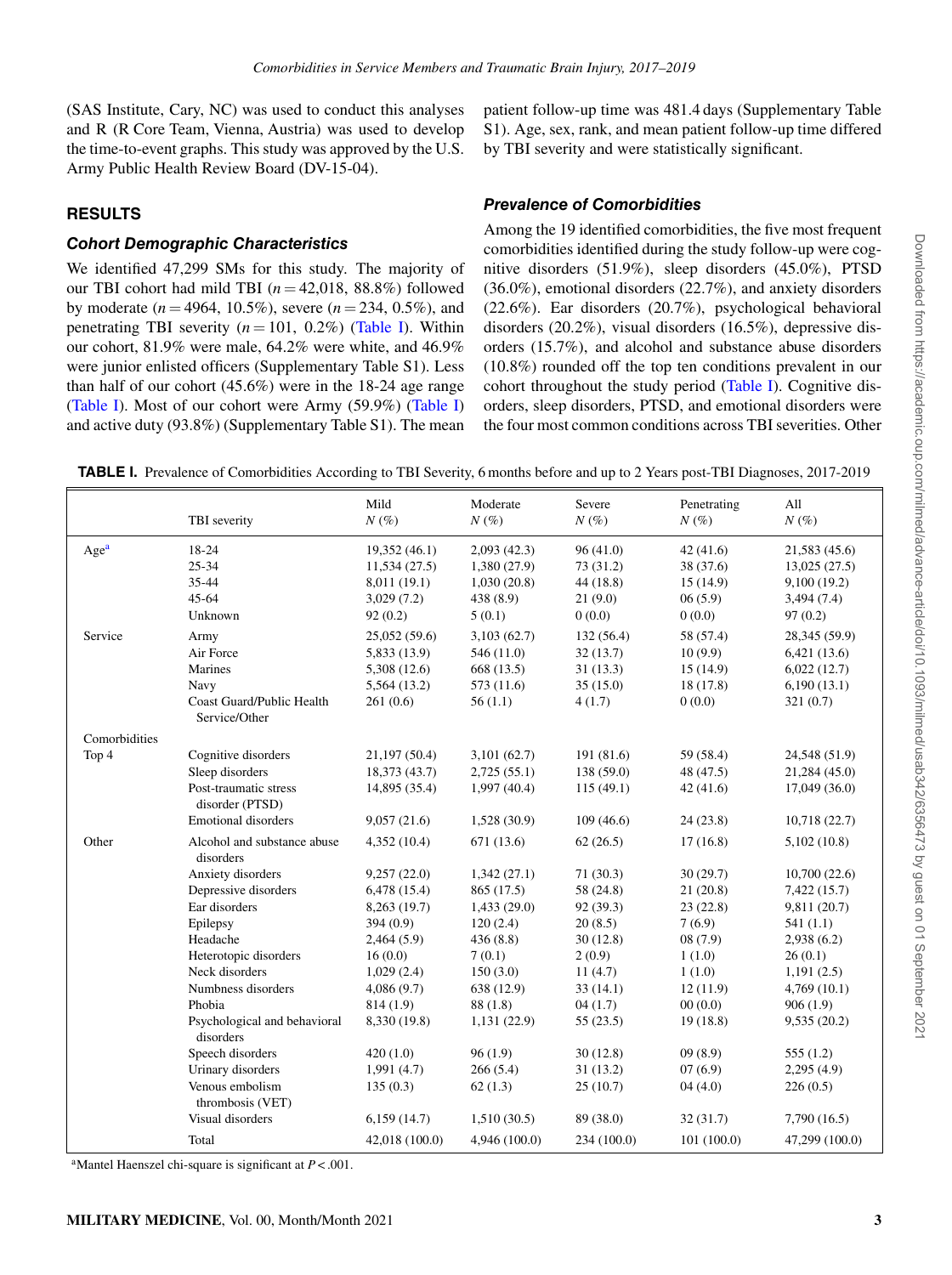(SAS Institute, Cary, NC) was used to conduct this analyses and R (R Core Team, Vienna, Austria) was used to develop the time-to-event graphs. This study was approved by the U.S. Army Public Health Review Board (DV-15-04).

## RESULTS

### *Cohort Demographic Characteristics*

We identified 47,299 SMs for this study. The majority of our TBI cohort had mild TBI ($n = 42{,}018$, 88.8%) followed by moderate ($n = 4964$, 10.5%), severe ($n = 234$, 0.5%), and penetrating TBI severity ($n = 101$, 0.2%) (Table I). Within our cohort, 81.9% were male, 64.2% were white, and 46.9% were junior enlisted officers (Supplementary Table S1). Less than half of our cohort (45.6%) were in the 18-24 age range (Table I). Most of our cohort were Army (59.9%) (Table I) and active duty (93.8%) (Supplementary Table S1). The mean patient follow-up time was 481.4 days (Supplementary Table S1). Age, sex, rank, and mean patient follow-up time differed by TBI severity and were statistically significant.

### *Prevalence of Comorbidities*

Among the 19 identified comorbidities, the five most frequent comorbidities identified during the study follow-up were cognitive disorders (51.9%), sleep disorders (45.0%), PTSD (36.0%), emotional disorders (22.7%), and anxiety disorders (22.6%). Ear disorders (20.7%), psychological behavioral disorders (20.2%), visual disorders (16.5%), depressive disorders (15.7%), and alcohol and substance abuse disorders (10.8%) rounded off the top ten conditions prevalent in our cohort throughout the study period (Table I). Cognitive disorders, sleep disorders, PTSD, and emotional disorders were the four most common conditions across TBI severities. Other

**TABLE I.** Prevalence of Comorbidities According to TBI Severity, 6 months before and up to 2 Years post-TBI Diagnoses, 2017-2019

| | TBI severity | Mild N (%) | Moderate N (%) | Severe N (%) | Penetrating N (%) | All N (%) |
|---|---|---|---|---|---|---|
| Age[a] | 18-24 | 19,352 (46.1) | 2,093 (42.3) | 96 (41.0) | 42 (41.6) | 21,583 (45.6) |
| | 25-34 | 11,534 (27.5) | 1,380 (27.9) | 73 (31.2) | 38 (37.6) | 13,025 (27.5) |
| | 35-44 | 8,011 (19.1) | 1,030 (20.8) | 44 (18.8) | 15 (14.9) | 9,100 (19.2) |
| | 45-64 | 3,029 (7.2) | 438 (8.9) | 21 (9.0) | 06 (5.9) | 3,494 (7.4) |
| | Unknown | 92 (0.2) | 5 (0.1) | 0 (0.0) | 0 (0.0) | 97 (0.2) |
| Service | Army | 25,052 (59.6) | 3,103 (62.7) | 132 (56.4) | 58 (57.4) | 28,345 (59.9) |
| | Air Force | 5,833 (13.9) | 546 (11.0) | 32 (13.7) | 10 (9.9) | 6,421 (13.6) |
| | Marines | 5,308 (12.6) | 668 (13.5) | 31 (13.3) | 15 (14.9) | 6,022 (12.7) |
| | Navy | 5,564 (13.2) | 573 (11.6) | 35 (15.0) | 18 (17.8) | 6,190 (13.1) |
| | Coast Guard/Public Health Service/Other | 261 (0.6) | 56 (1.1) | 4 (1.7) | 0 (0.0) | 321 (0.7) |
| Comorbidities | | | | | | |
| Top 4 | Cognitive disorders | 21,197 (50.4) | 3,101 (62.7) | 191 (81.6) | 59 (58.4) | 24,548 (51.9) |
| | Sleep disorders | 18,373 (43.7) | 2,725 (55.1) | 138 (59.0) | 48 (47.5) | 21,284 (45.0) |
| | Post-traumatic stress disorder (PTSD) | 14,895 (35.4) | 1,997 (40.4) | 115 (49.1) | 42 (41.6) | 17,049 (36.0) |
| | Emotional disorders | 9,057 (21.6) | 1,528 (30.9) | 109 (46.6) | 24 (23.8) | 10,718 (22.7) |
| Other | Alcohol and substance abuse disorders | 4,352 (10.4) | 671 (13.6) | 62 (26.5) | 17 (16.8) | 5,102 (10.8) |
| | Anxiety disorders | 9,257 (22.0) | 1,342 (27.1) | 71 (30.3) | 30 (29.7) | 10,700 (22.6) |
| | Depressive disorders | 6,478 (15.4) | 865 (17.5) | 58 (24.8) | 21 (20.8) | 7,422 (15.7) |
| | Ear disorders | 8,263 (19.7) | 1,433 (29.0) | 92 (39.3) | 23 (22.8) | 9,811 (20.7) |
| | Epilepsy | 394 (0.9) | 120 (2.4) | 20 (8.5) | 7 (6.9) | 541 (1.1) |
| | Headache | 2,464 (5.9) | 436 (8.8) | 30 (12.8) | 08 (7.9) | 2,938 (6.2) |
| | Heterotopic disorders | 16 (0.0) | 7 (0.1) | 2 (0.9) | 1 (1.0) | 26 (0.1) |
| | Neck disorders | 1,029 (2.4) | 150 (3.0) | 11 (4.7) | 1 (1.0) | 1,191 (2.5) |
| | Numbness disorders | 4,086 (9.7) | 638 (12.9) | 33 (14.1) | 12 (11.9) | 4,769 (10.1) |
| | Phobia | 814 (1.9) | 88 (1.8) | 04 (1.7) | 00 (0.0) | 906 (1.9) |
| | Psychological and behavioral disorders | 8,330 (19.8) | 1,131 (22.9) | 55 (23.5) | 19 (18.8) | 9,535 (20.2) |
| | Speech disorders | 420 (1.0) | 96 (1.9) | 30 (12.8) | 09 (8.9) | 555 (1.2) |
| | Urinary disorders | 1,991 (4.7) | 266 (5.4) | 31 (13.2) | 07 (6.9) | 2,295 (4.9) |
| | Venous embolism thrombosis (VET) | 135 (0.3) | 62 (1.3) | 25 (10.7) | 04 (4.0) | 226 (0.5) |
| | Visual disorders | 6,159 (14.7) | 1,510 (30.5) | 89 (38.0) | 32 (31.7) | 7,790 (16.5) |
| | Total | 42,018 (100.0) | 4,946 (100.0) | 234 (100.0) | 101 (100.0) | 47,299 (100.0) |

[a]Mantel Haenszel chi-square is significant at $P < .001$.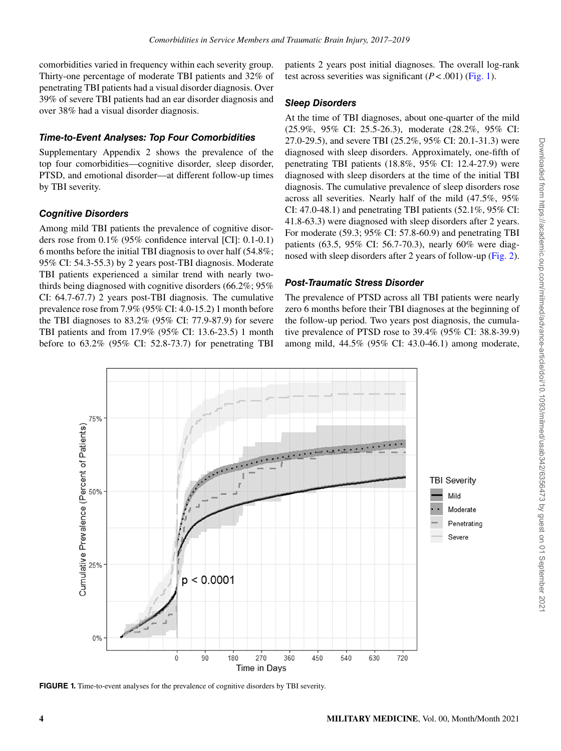comorbidities varied in frequency within each severity group. Thirty-one percentage of moderate TBI patients and 32% of penetrating TBI patients had a visual disorder diagnosis. Over 39% of severe TBI patients had an ear disorder diagnosis and over 38% had a visual disorder diagnosis.

### *Time-to-Event Analyses: Top Four Comorbidities*

Supplementary Appendix 2 shows the prevalence of the top four comorbidities—cognitive disorder, sleep disorder, PTSD, and emotional disorder—at different follow-up times by TBI severity.

### *Cognitive Disorders*

Among mild TBI patients the prevalence of cognitive disorders rose from 0.1% (95% confidence interval [CI]: 0.1-0.1) 6 months before the initial TBI diagnosis to over half (54.8%; 95% CI: 54.3-55.3) by 2 years post-TBI diagnosis. Moderate TBI patients experienced a similar trend with nearly two-thirds being diagnosed with cognitive disorders (66.2%; 95% CI: 64.7-67.7) 2 years post-TBI diagnosis. The cumulative prevalence rose from 7.9% (95% CI: 4.0-15.2) 1 month before the TBI diagnoses to 83.2% (95% CI: 77.9-87.9) for severe TBI patients and from 17.9% (95% CI: 13.6-23.5) 1 month before to 63.2% (95% CI: 52.8-73.7) for penetrating TBI patients 2 years post initial diagnoses. The overall log-rank test across severities was significant ($P < .001$) (Fig. 1).

### *Sleep Disorders*

At the time of TBI diagnoses, about one-quarter of the mild (25.9%, 95% CI: 25.5-26.3), moderate (28.2%, 95% CI: 27.0-29.5), and severe TBI (25.2%, 95% CI: 20.1-31.3) were diagnosed with sleep disorders. Approximately, one-fifth of penetrating TBI patients (18.8%, 95% CI: 12.4-27.9) were diagnosed with sleep disorders at the time of the initial TBI diagnosis. The cumulative prevalence of sleep disorders rose across all severities. Nearly half of the mild (47.5%, 95% CI: 47.0-48.1) and penetrating TBI patients (52.1%, 95% CI: 41.8-63.3) were diagnosed with sleep disorders after 2 years. For moderate (59.3; 95% CI: 57.8-60.9) and penetrating TBI patients (63.5, 95% CI: 56.7-70.3), nearly 60% were diagnosed with sleep disorders after 2 years of follow-up (Fig. 2).

### *Post-Traumatic Stress Disorder*

The prevalence of PTSD across all TBI patients were nearly zero 6 months before their TBI diagnoses at the beginning of the follow-up period. Two years post diagnosis, the cumulative prevalence of PTSD rose to 39.4% (95% CI: 38.8-39.9) among mild, 44.5% (95% CI: 43.0-46.1) among moderate,

**FIGURE 1.** Time-to-event analyses for the prevalence of cognitive disorders by TBI severity.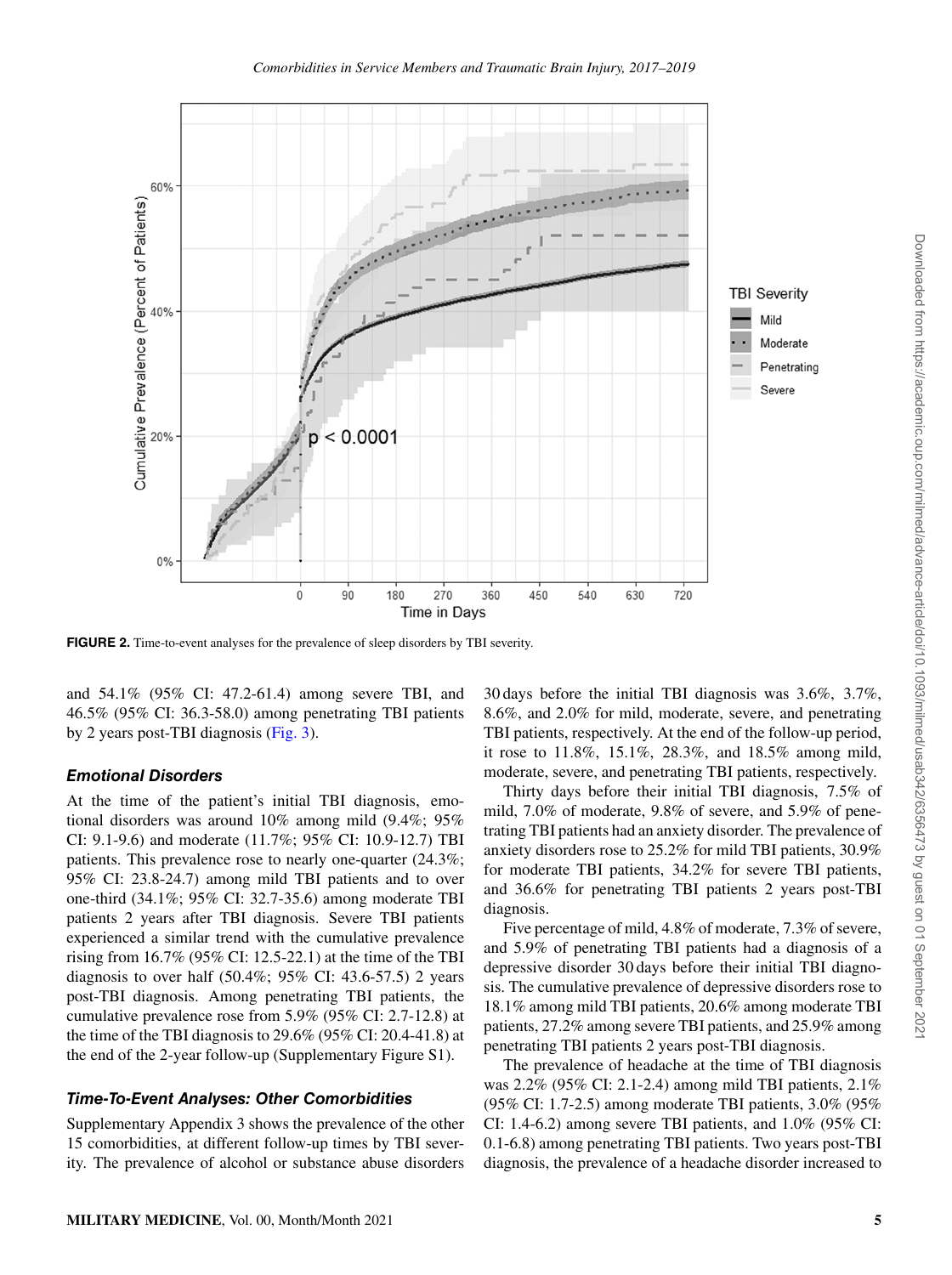**FIGURE 2.** Time-to-event analyses for the prevalence of sleep disorders by TBI severity.

and 54.1% (95% CI: 47.2-61.4) among severe TBI, and 46.5% (95% CI: 36.3-58.0) among penetrating TBI patients by 2 years post-TBI diagnosis (Fig. 3).

### *Emotional Disorders*

At the time of the patient's initial TBI diagnosis, emotional disorders was around 10% among mild (9.4%; 95% CI: 9.1-9.6) and moderate (11.7%; 95% CI: 10.9-12.7) TBI patients. This prevalence rose to nearly one-quarter (24.3%; 95% CI: 23.8-24.7) among mild TBI patients and to over one-third (34.1%; 95% CI: 32.7-35.6) among moderate TBI patients 2 years after TBI diagnosis. Severe TBI patients experienced a similar trend with the cumulative prevalence rising from 16.7% (95% CI: 12.5-22.1) at the time of the TBI diagnosis to over half (50.4%; 95% CI: 43.6-57.5) 2 years post-TBI diagnosis. Among penetrating TBI patients, the cumulative prevalence rose from 5.9% (95% CI: 2.7-12.8) at the time of the TBI diagnosis to 29.6% (95% CI: 20.4-41.8) at the end of the 2-year follow-up (Supplementary Figure S1).

### *Time-To-Event Analyses: Other Comorbidities*

Supplementary Appendix 3 shows the prevalence of the other 15 comorbidities, at different follow-up times by TBI severity. The prevalence of alcohol or substance abuse disorders 30 days before the initial TBI diagnosis was 3.6%, 3.7%, 8.6%, and 2.0% for mild, moderate, severe, and penetrating TBI patients, respectively. At the end of the follow-up period, it rose to 11.8%, 15.1%, 28.3%, and 18.5% among mild, moderate, severe, and penetrating TBI patients, respectively.

Thirty days before their initial TBI diagnosis, 7.5% of mild, 7.0% of moderate, 9.8% of severe, and 5.9% of penetrating TBI patients had an anxiety disorder. The prevalence of anxiety disorders rose to 25.2% for mild TBI patients, 30.9% for moderate TBI patients, 34.2% for severe TBI patients, and 36.6% for penetrating TBI patients 2 years post-TBI diagnosis.

Five percentage of mild, 4.8% of moderate, 7.3% of severe, and 5.9% of penetrating TBI patients had a diagnosis of a depressive disorder 30 days before their initial TBI diagnosis. The cumulative prevalence of depressive disorders rose to 18.1% among mild TBI patients, 20.6% among moderate TBI patients, 27.2% among severe TBI patients, and 25.9% among penetrating TBI patients 2 years post-TBI diagnosis.

The prevalence of headache at the time of TBI diagnosis was 2.2% (95% CI: 2.1-2.4) among mild TBI patients, 2.1% (95% CI: 1.7-2.5) among moderate TBI patients, 3.0% (95% CI: 1.4-6.2) among severe TBI patients, and 1.0% (95% CI: 0.1-6.8) among penetrating TBI patients. Two years post-TBI diagnosis, the prevalence of a headache disorder increased to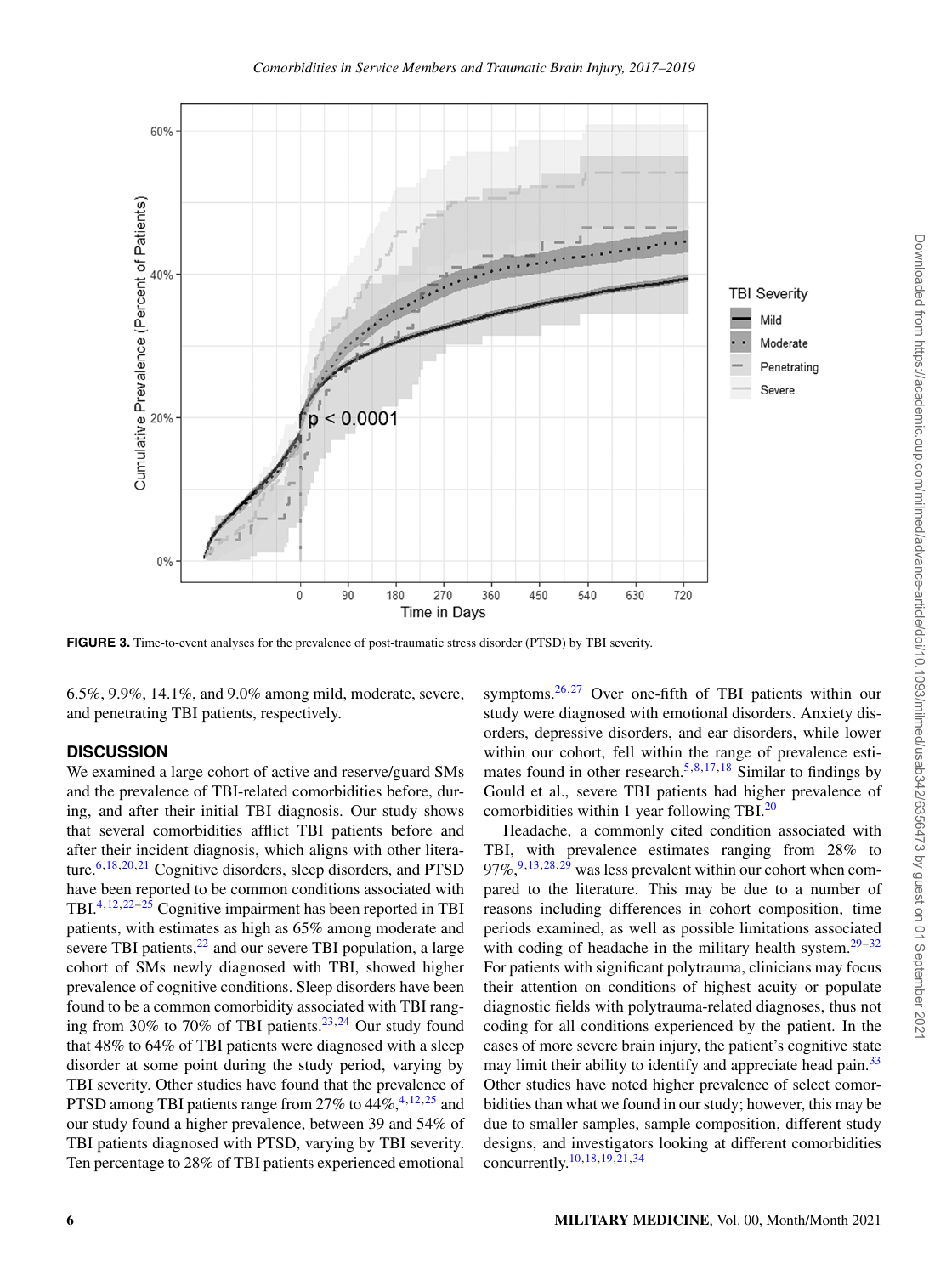FIGURE 3. Time-to-event analyses for the prevalence of post-traumatic stress disorder (PTSD) by TBI severity.

6.5%, 9.9%, 14.1%, and 9.0% among mild, moderate, severe, and penetrating TBI patients, respectively.

## DISCUSSION

We examined a large cohort of active and reserve/guard SMs and the prevalence of TBI-related comorbidities before, during, and after their initial TBI diagnosis. Our study shows that several comorbidities afflict TBI patients before and after their incident diagnosis, which aligns with other literature.[6,18,20,21] Cognitive disorders, sleep disorders, and PTSD have been reported to be common conditions associated with TBI.[4,12,22–25] Cognitive impairment has been reported in TBI patients, with estimates as high as 65% among moderate and severe TBI patients,[22] and our severe TBI population, a large cohort of SMs newly diagnosed with TBI, showed higher prevalence of cognitive conditions. Sleep disorders have been found to be a common comorbidity associated with TBI ranging from 30% to 70% of TBI patients.[23,24] Our study found that 48% to 64% of TBI patients were diagnosed with a sleep disorder at some point during the study period, varying by TBI severity. Other studies have found that the prevalence of PTSD among TBI patients range from 27% to 44%,[4,12,25] and our study found a higher prevalence, between 39 and 54% of TBI patients diagnosed with PTSD, varying by TBI severity. Ten percentage to 28% of TBI patients experienced emotional symptoms.[26,27] Over one-fifth of TBI patients within our study were diagnosed with emotional disorders. Anxiety disorders, depressive disorders, and ear disorders, while lower within our cohort, fell within the range of prevalence estimates found in other research.[5,8,17,18] Similar to findings by Gould et al., severe TBI patients had higher prevalence of comorbidities within 1 year following TBI.[20]

Headache, a commonly cited condition associated with TBI, with prevalence estimates ranging from 28% to 97%,[9,13,28,29] was less prevalent within our cohort when compared to the literature. This may be due to a number of reasons including differences in cohort composition, time periods examined, as well as possible limitations associated with coding of headache in the military health system.[29–32] For patients with significant polytrauma, clinicians may focus their attention on conditions of highest acuity or populate diagnostic fields with polytrauma-related diagnoses, thus not coding for all conditions experienced by the patient. In the cases of more severe brain injury, the patient's cognitive state may limit their ability to identify and appreciate head pain.[33] Other studies have noted higher prevalence of select comorbidities than what we found in our study; however, this may be due to smaller samples, sample composition, different study designs, and investigators looking at different comorbidities concurrently.[10,18,19,21,34]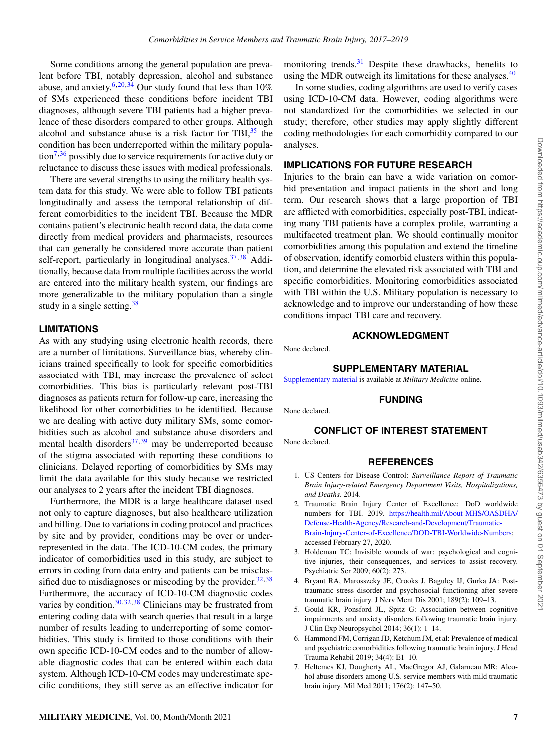Some conditions among the general population are prevalent before TBI, notably depression, alcohol and substance abuse, and anxiety.[6,20,34] Our study found that less than 10% of SMs experienced these conditions before incident TBI diagnoses, although severe TBI patients had a higher prevalence of these disorders compared to other groups. Although alcohol and substance abuse is a risk factor for TBI,[35] the condition has been underreported within the military population[7,36] possibly due to service requirements for active duty or reluctance to discuss these issues with medical professionals.

There are several strengths to using the military health system data for this study. We were able to follow TBI patients longitudinally and assess the temporal relationship of different comorbidities to the incident TBI. Because the MDR contains patient's electronic health record data, the data come directly from medical providers and pharmacists, resources that can generally be considered more accurate than patient self-report, particularly in longitudinal analyses.[37,38] Additionally, because data from multiple facilities across the world are entered into the military health system, our findings are more generalizable to the military population than a single study in a single setting.[38]

## LIMITATIONS

As with any studying using electronic health records, there are a number of limitations. Surveillance bias, whereby clinicians trained specifically to look for specific comorbidities associated with TBI, may increase the prevalence of select comorbidities. This bias is particularly relevant post-TBI diagnoses as patients return for follow-up care, increasing the likelihood for other comorbidities to be identified. Because we are dealing with active duty military SMs, some comorbidities such as alcohol and substance abuse disorders and mental health disorders[37,39] may be underreported because of the stigma associated with reporting these conditions to clinicians. Delayed reporting of comorbidities by SMs may limit the data available for this study because we restricted our analyses to 2 years after the incident TBI diagnoses.

Furthermore, the MDR is a large healthcare dataset used not only to capture diagnoses, but also healthcare utilization and billing. Due to variations in coding protocol and practices by site and by provider, conditions may be over or underrepresented in the data. The ICD-10-CM codes, the primary indicator of comorbidities used in this study, are subject to errors in coding from data entry and patients can be misclassified due to misdiagnoses or miscoding by the provider.[32,38] Furthermore, the accuracy of ICD-10-CM diagnostic codes varies by condition.[30,32,38] Clinicians may be frustrated from entering coding data with search queries that result in a large number of results leading to underreporting of some comorbidities. This study is limited to those conditions with their own specific ICD-10-CM codes and to the number of allowable diagnostic codes that can be entered within each data system. Although ICD-10-CM codes may underestimate specific conditions, they still serve as an effective indicator for monitoring trends.[31] Despite these drawbacks, benefits to using the MDR outweigh its limitations for these analyses.[40]

In some studies, coding algorithms are used to verify cases using ICD-10-CM data. However, coding algorithms were not standardized for the comorbidities we selected in our study; therefore, other studies may apply slightly different coding methodologies for each comorbidity compared to our analyses.

## IMPLICATIONS FOR FUTURE RESEARCH

Injuries to the brain can have a wide variation on comorbid presentation and impact patients in the short and long term. Our research shows that a large proportion of TBI are afflicted with comorbidities, especially post-TBI, indicating many TBI patients have a complex profile, warranting a multifaceted treatment plan. We should continually monitor comorbidities among this population and extend the timeline of observation, identify comorbid clusters within this population, and determine the elevated risk associated with TBI and specific comorbidities. Monitoring comorbidities associated with TBI within the U.S. Military population is necessary to acknowledge and to improve our understanding of how these conditions impact TBI care and recovery.

## ACKNOWLEDGMENT

None declared.

## SUPPLEMENTARY MATERIAL

Supplementary material is available at *Military Medicine* online.

## FUNDING

None declared.

## CONFLICT OF INTEREST STATEMENT

None declared.

## REFERENCES

1. US Centers for Disease Control: *Surveillance Report of Traumatic Brain Injury-related Emergency Department Visits, Hospitalizations, and Deaths*. 2014.
2. Traumatic Brain Injury Center of Excellence: DoD worldwide numbers for TBI. 2019. https://health.mil/About-MHS/OASDHA/Defense-Health-Agency/Research-and-Development/Traumatic-Brain-Injury-Center-of-Excellence/DOD-TBI-Worldwide-Numbers; accessed February 27, 2020.
3. Holdeman TC: Invisible wounds of war: psychological and cognitive injuries, their consequences, and services to assist recovery. Psychiatric Ser 2009; 60(2): 273.
4. Bryant RA, Marosszeky JE, Crooks J, Baguley IJ, Gurka JA: Posttraumatic stress disorder and psychosocial functioning after severe traumatic brain injury. J Nerv Ment Dis 2001; 189(2): 109–13.
5. Gould KR, Ponsford JL, Spitz G: Association between cognitive impairments and anxiety disorders following traumatic brain injury. J Clin Exp Neuropsychol 2014; 36(1): 1–14.
6. Hammond FM, Corrigan JD, Ketchum JM, et al: Prevalence of medical and psychiatric comorbidities following traumatic brain injury. J Head Trauma Rehabil 2019; 34(4): E1–10.
7. Heltemes KJ, Dougherty AL, MacGregor AJ, Galarneau MR: Alcohol abuse disorders among U.S. service members with mild traumatic brain injury. Mil Med 2011; 176(2): 147–50.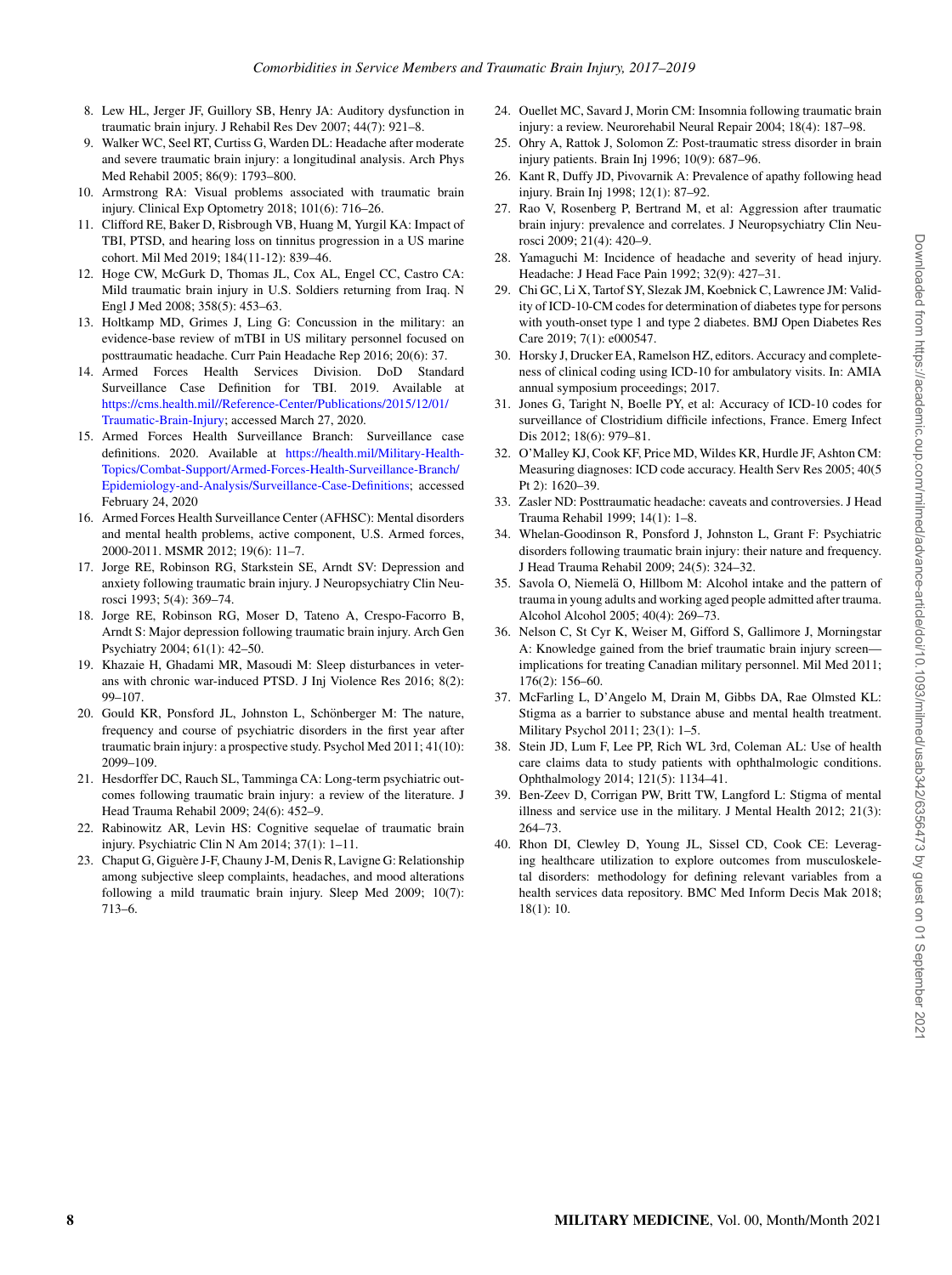8. Lew HL, Jerger JF, Guillory SB, Henry JA: Auditory dysfunction in traumatic brain injury. J Rehabil Res Dev 2007; 44(7): 921–8.
9. Walker WC, Seel RT, Curtiss G, Warden DL: Headache after moderate and severe traumatic brain injury: a longitudinal analysis. Arch Phys Med Rehabil 2005; 86(9): 1793–800.
10. Armstrong RA: Visual problems associated with traumatic brain injury. Clinical Exp Optometry 2018; 101(6): 716–26.
11. Clifford RE, Baker D, Risbrough VB, Huang M, Yurgil KA: Impact of TBI, PTSD, and hearing loss on tinnitus progression in a US marine cohort. Mil Med 2019; 184(11-12): 839–46.
12. Hoge CW, McGurk D, Thomas JL, Cox AL, Engel CC, Castro CA: Mild traumatic brain injury in U.S. Soldiers returning from Iraq. N Engl J Med 2008; 358(5): 453–63.
13. Holtkamp MD, Grimes J, Ling G: Concussion in the military: an evidence-base review of mTBI in US military personnel focused on posttraumatic headache. Curr Pain Headache Rep 2016; 20(6): 37.
14. Armed Forces Health Services Division. DoD Standard Surveillance Case Definition for TBI. 2019. Available at https://cms.health.mil//Reference-Center/Publications/2015/12/01/Traumatic-Brain-Injury; accessed March 27, 2020.
15. Armed Forces Health Surveillance Branch: Surveillance case definitions. 2020. Available at https://health.mil/Military-Health-Topics/Combat-Support/Armed-Forces-Health-Surveillance-Branch/Epidemiology-and-Analysis/Surveillance-Case-Definitions; accessed February 24, 2020
16. Armed Forces Health Surveillance Center (AFHSC): Mental disorders and mental health problems, active component, U.S. Armed forces, 2000-2011. MSMR 2012; 19(6): 11–7.
17. Jorge RE, Robinson RG, Starkstein SE, Arndt SV: Depression and anxiety following traumatic brain injury. J Neuropsychiatry Clin Neurosci 1993; 5(4): 369–74.
18. Jorge RE, Robinson RG, Moser D, Tateno A, Crespo-Facorro B, Arndt S: Major depression following traumatic brain injury. Arch Gen Psychiatry 2004; 61(1): 42–50.
19. Khazaie H, Ghadami MR, Masoudi M: Sleep disturbances in veterans with chronic war-induced PTSD. J Inj Violence Res 2016; 8(2): 99–107.
20. Gould KR, Ponsford JL, Johnston L, Schönberger M: The nature, frequency and course of psychiatric disorders in the first year after traumatic brain injury: a prospective study. Psychol Med 2011; 41(10): 2099–109.
21. Hesdorffer DC, Rauch SL, Tamminga CA: Long-term psychiatric outcomes following traumatic brain injury: a review of the literature. J Head Trauma Rehabil 2009; 24(6): 452–9.
22. Rabinowitz AR, Levin HS: Cognitive sequelae of traumatic brain injury. Psychiatric Clin N Am 2014; 37(1): 1–11.
23. Chaput G, Giguère J-F, Chauny J-M, Denis R, Lavigne G: Relationship among subjective sleep complaints, headaches, and mood alterations following a mild traumatic brain injury. Sleep Med 2009; 10(7): 713–6.
24. Ouellet MC, Savard J, Morin CM: Insomnia following traumatic brain injury: a review. Neurorehabil Neural Repair 2004; 18(4): 187–98.
25. Ohry A, Rattok J, Solomon Z: Post-traumatic stress disorder in brain injury patients. Brain Inj 1996; 10(9): 687–96.
26. Kant R, Duffy JD, Pivovarnik A: Prevalence of apathy following head injury. Brain Inj 1998; 12(1): 87–92.
27. Rao V, Rosenberg P, Bertrand M, et al: Aggression after traumatic brain injury: prevalence and correlates. J Neuropsychiatry Clin Neurosci 2009; 21(4): 420–9.
28. Yamaguchi M: Incidence of headache and severity of head injury. Headache: J Head Face Pain 1992; 32(9): 427–31.
29. Chi GC, Li X, Tartof SY, Slezak JM, Koebnick C, Lawrence JM: Validity of ICD-10-CM codes for determination of diabetes type for persons with youth-onset type 1 and type 2 diabetes. BMJ Open Diabetes Res Care 2019; 7(1): e000547.
30. Horsky J, Drucker EA, Ramelson HZ, editors. Accuracy and completeness of clinical coding using ICD-10 for ambulatory visits. In: AMIA annual symposium proceedings; 2017.
31. Jones G, Taright N, Boelle PY, et al: Accuracy of ICD-10 codes for surveillance of Clostridium difficile infections, France. Emerg Infect Dis 2012; 18(6): 979–81.
32. O'Malley KJ, Cook KF, Price MD, Wildes KR, Hurdle JF, Ashton CM: Measuring diagnoses: ICD code accuracy. Health Serv Res 2005; 40(5 Pt 2): 1620–39.
33. Zasler ND: Posttraumatic headache: caveats and controversies. J Head Trauma Rehabil 1999; 14(1): 1–8.
34. Whelan-Goodinson R, Ponsford J, Johnston L, Grant F: Psychiatric disorders following traumatic brain injury: their nature and frequency. J Head Trauma Rehabil 2009; 24(5): 324–32.
35. Savola O, Niemelä O, Hillbom M: Alcohol intake and the pattern of trauma in young adults and working aged people admitted after trauma. Alcohol Alcohol 2005; 40(4): 269–73.
36. Nelson C, St Cyr K, Weiser M, Gifford S, Gallimore J, Morningstar A: Knowledge gained from the brief traumatic brain injury screen—implications for treating Canadian military personnel. Mil Med 2011; 176(2): 156–60.
37. McFarling L, D'Angelo M, Drain M, Gibbs DA, Rae Olmsted KL: Stigma as a barrier to substance abuse and mental health treatment. Military Psychol 2011; 23(1): 1–5.
38. Stein JD, Lum F, Lee PP, Rich WL 3rd, Coleman AL: Use of health care claims data to study patients with ophthalmologic conditions. Ophthalmology 2014; 121(5): 1134–41.
39. Ben-Zeev D, Corrigan PW, Britt TW, Langford L: Stigma of mental illness and service use in the military. J Mental Health 2012; 21(3): 264–73.
40. Rhon DI, Clewley D, Young JL, Sissel CD, Cook CE: Leveraging healthcare utilization to explore outcomes from musculoskeletal disorders: methodology for defining relevant variables from a health services data repository. BMC Med Inform Decis Mak 2018; 18(1): 10.